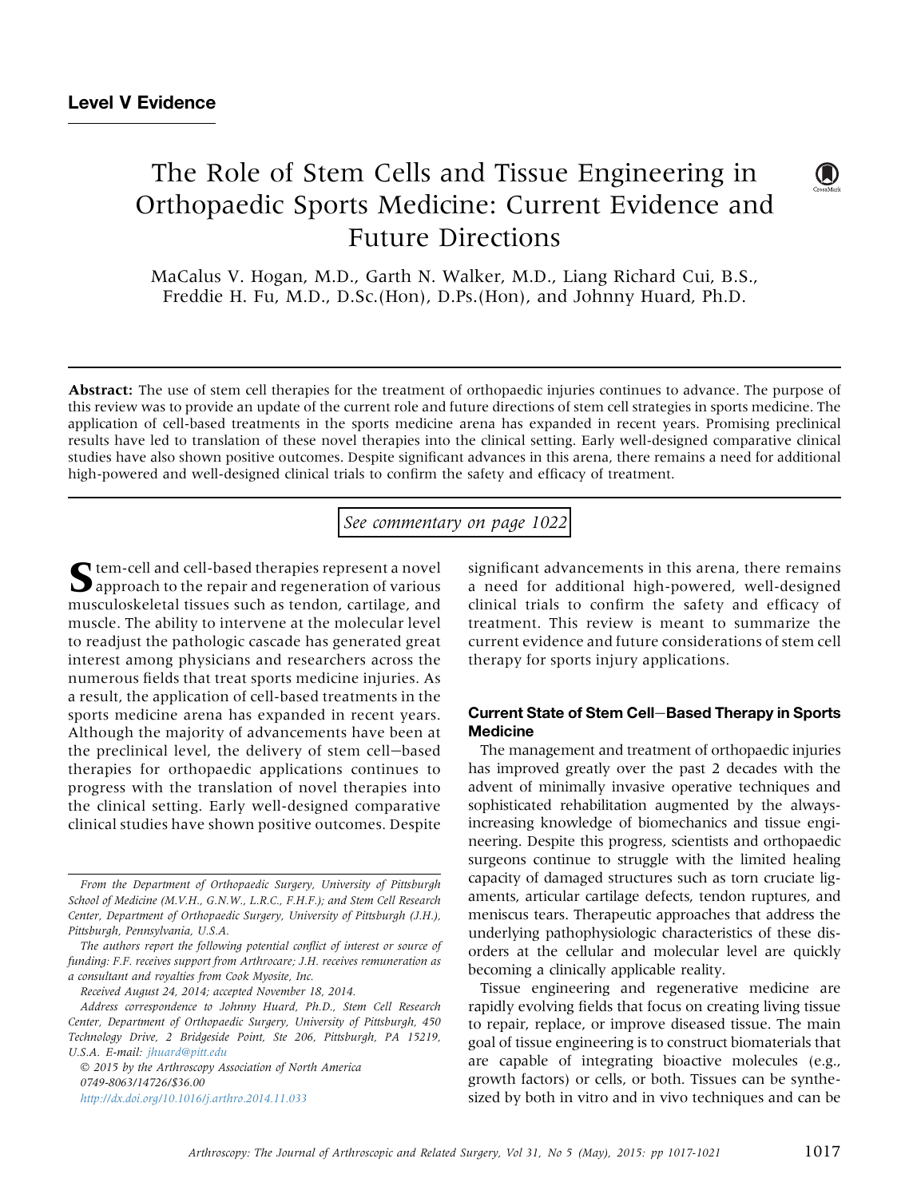**Level V Evidence**

# The Role of Stem Cells and Tissue Engineering in Orthopaedic Sports Medicine: Current Evidence and Future Directions

MaCalus V. Hogan, M.D., Garth N. Walker, M.D., Liang Richard Cui, B.S., Freddie H. Fu, M.D., D.Sc.(Hon), D.Ps.(Hon), and Johnny Huard, Ph.D.

**Abstract:** The use of stem cell therapies for the treatment of orthopaedic injuries continues to advance. The purpose of this review was to provide an update of the current role and future directions of stem cell strategies in sports medicine. The application of cell-based treatments in the sports medicine arena has expanded in recent years. Promising preclinical results have led to translation of these novel therapies into the clinical setting. Early well-designed comparative clinical studies have also shown positive outcomes. Despite significant advances in this arena, there remains a need for additional high-powered and well-designed clinical trials to confirm the safety and efficacy of treatment.

*See commentary on page 1022*

Stem-cell and cell-based therapies represent a novel approach to the repair and regeneration of various musculoskeletal tissues such as tendon, cartilage, and muscle. The ability to intervene at the molecular level to readjust the pathologic cascade has generated great interest among physicians and researchers across the numerous fields that treat sports medicine injuries. As a result, the application of cell-based treatments in the sports medicine arena has expanded in recent years. Although the majority of advancements have been at the preclinical level, the delivery of stem cell–based therapies for orthopaedic applications continues to progress with the translation of novel therapies into the clinical setting. Early well-designed comparative clinical studies have shown positive outcomes. Despite significant advancements in this arena, there remains a need for additional high-powered, well-designed clinical trials to confirm the safety and efficacy of treatment. This review is meant to summarize the current evidence and future considerations of stem cell therapy for sports injury applications.

*From the Department of Orthopaedic Surgery, University of Pittsburgh School of Medicine (M.V.H., G.N.W., L.R.C., F.H.F.); and Stem Cell Research Center, Department of Orthopaedic Surgery, University of Pittsburgh (J.H.), Pittsburgh, Pennsylvania, U.S.A.*

*The authors report the following potential conflict of interest or source of funding: F.F. receives support from Arthrocare; J.H. receives remuneration as a consultant and royalties from Cook Myosite, Inc.*

*Received August 24, 2014; accepted November 18, 2014.*

*Address correspondence to Johnny Huard, Ph.D., Stem Cell Research Center, Department of Orthopaedic Surgery, University of Pittsburgh, 450 Technology Drive, 2 Bridgeside Point, Ste 206, Pittsburgh, PA 15219, U.S.A. E-mail: jhuard@pitt.edu*

*© 2015 by the Arthroscopy Association of North America*
*0749-8063/14726/$36.00*
*http://dx.doi.org/10.1016/j.arthro.2014.11.033*

## Current State of Stem Cell–Based Therapy in Sports Medicine

The management and treatment of orthopaedic injuries has improved greatly over the past 2 decades with the advent of minimally invasive operative techniques and sophisticated rehabilitation augmented by the always-increasing knowledge of biomechanics and tissue engineering. Despite this progress, scientists and orthopaedic surgeons continue to struggle with the limited healing capacity of damaged structures such as torn cruciate ligaments, articular cartilage defects, tendon ruptures, and meniscus tears. Therapeutic approaches that address the underlying pathophysiologic characteristics of these disorders at the cellular and molecular level are quickly becoming a clinically applicable reality.

Tissue engineering and regenerative medicine are rapidly evolving fields that focus on creating living tissue to repair, replace, or improve diseased tissue. The main goal of tissue engineering is to construct biomaterials that are capable of integrating bioactive molecules (e.g., growth factors) or cells, or both. Tissues can be synthesized by both in vitro and in vivo techniques and can be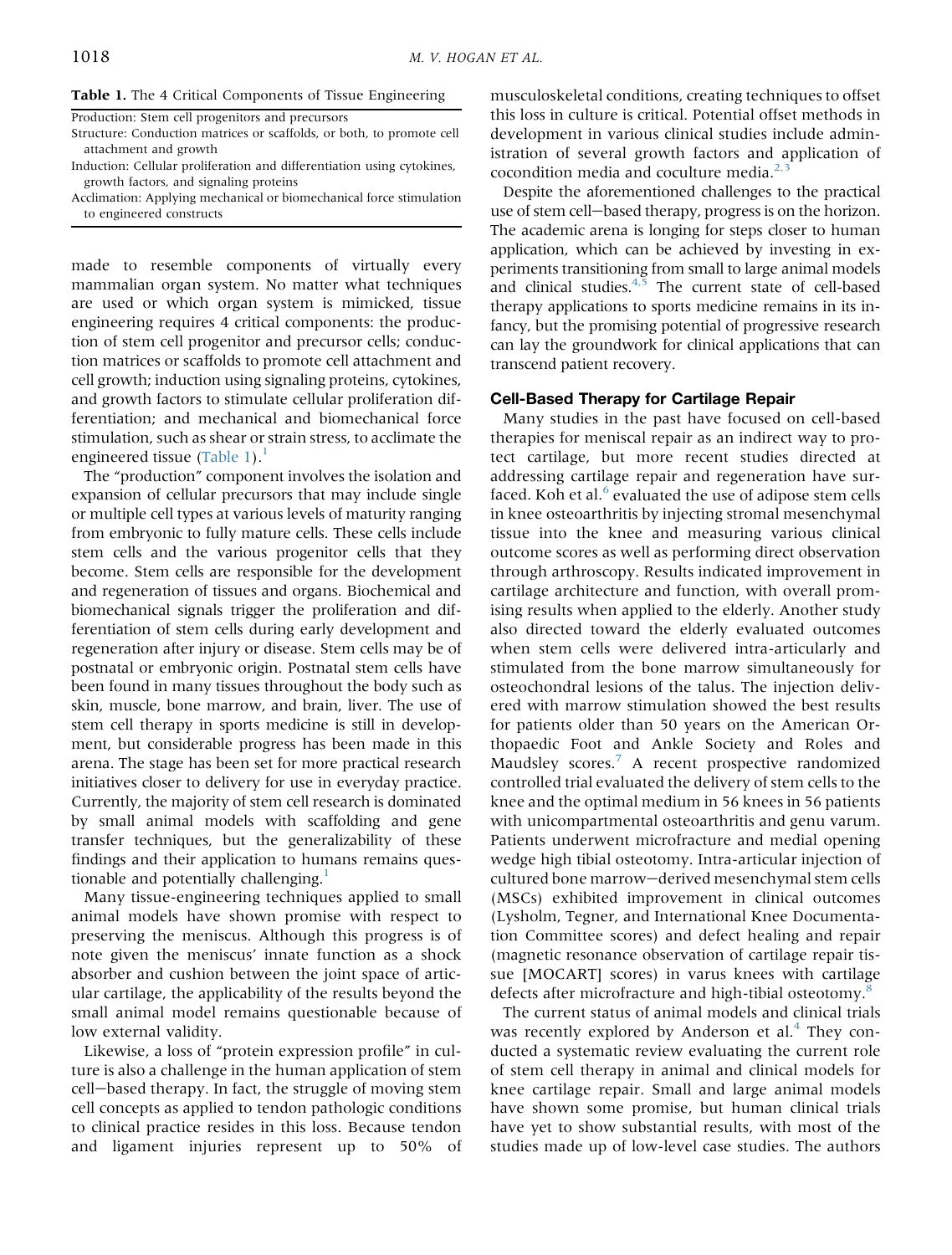**Table 1.** The 4 Critical Components of Tissue Engineering

| |
|---|
| Production: Stem cell progenitors and precursors |
| Structure: Conduction matrices or scaffolds, or both, to promote cell attachment and growth |
| Induction: Cellular proliferation and differentiation using cytokines, growth factors, and signaling proteins |
| Acclimation: Applying mechanical or biomechanical force stimulation to engineered constructs |

made to resemble components of virtually every mammalian organ system. No matter what techniques are used or which organ system is mimicked, tissue engineering requires 4 critical components: the production of stem cell progenitor and precursor cells; conduction matrices or scaffolds to promote cell attachment and cell growth; induction using signaling proteins, cytokines, and growth factors to stimulate cellular proliferation differentiation; and mechanical and biomechanical force stimulation, such as shear or strain stress, to acclimate the engineered tissue (Table 1).[1]

The "production" component involves the isolation and expansion of cellular precursors that may include single or multiple cell types at various levels of maturity ranging from embryonic to fully mature cells. These cells include stem cells and the various progenitor cells that they become. Stem cells are responsible for the development and regeneration of tissues and organs. Biochemical and biomechanical signals trigger the proliferation and differentiation of stem cells during early development and regeneration after injury or disease. Stem cells may be of postnatal or embryonic origin. Postnatal stem cells have been found in many tissues throughout the body such as skin, muscle, bone marrow, and brain, liver. The use of stem cell therapy in sports medicine is still in development, but considerable progress has been made in this arena. The stage has been set for more practical research initiatives closer to delivery for use in everyday practice. Currently, the majority of stem cell research is dominated by small animal models with scaffolding and gene transfer techniques, but the generalizability of these findings and their application to humans remains questionable and potentially challenging.[1]

Many tissue-engineering techniques applied to small animal models have shown promise with respect to preserving the meniscus. Although this progress is of note given the meniscus' innate function as a shock absorber and cushion between the joint space of articular cartilage, the applicability of the results beyond the small animal model remains questionable because of low external validity.

Likewise, a loss of "protein expression profile" in culture is also a challenge in the human application of stem cell–based therapy. In fact, the struggle of moving stem cell concepts as applied to tendon pathologic conditions to clinical practice resides in this loss. Because tendon and ligament injuries represent up to 50% of musculoskeletal conditions, creating techniques to offset this loss in culture is critical. Potential offset methods in development in various clinical studies include administration of several growth factors and application of cocondition media and coculture media.[2,3]

Despite the aforementioned challenges to the practical use of stem cell–based therapy, progress is on the horizon. The academic arena is longing for steps closer to human application, which can be achieved by investing in experiments transitioning from small to large animal models and clinical studies.[4,5] The current state of cell-based therapy applications to sports medicine remains in its infancy, but the promising potential of progressive research can lay the groundwork for clinical applications that can transcend patient recovery.

## Cell-Based Therapy for Cartilage Repair

Many studies in the past have focused on cell-based therapies for meniscal repair as an indirect way to protect cartilage, but more recent studies directed at addressing cartilage repair and regeneration have surfaced. Koh et al.[6] evaluated the use of adipose stem cells in knee osteoarthritis by injecting stromal mesenchymal tissue into the knee and measuring various clinical outcome scores as well as performing direct observation through arthroscopy. Results indicated improvement in cartilage architecture and function, with overall promising results when applied to the elderly. Another study also directed toward the elderly evaluated outcomes when stem cells were delivered intra-articularly and stimulated from the bone marrow simultaneously for osteochondral lesions of the talus. The injection delivered with marrow stimulation showed the best results for patients older than 50 years on the American Orthopaedic Foot and Ankle Society and Roles and Maudsley scores.[7] A recent prospective randomized controlled trial evaluated the delivery of stem cells to the knee and the optimal medium in 56 knees in 56 patients with unicompartmental osteoarthritis and genu varum. Patients underwent microfracture and medial opening wedge high tibial osteotomy. Intra-articular injection of cultured bone marrow–derived mesenchymal stem cells (MSCs) exhibited improvement in clinical outcomes (Lysholm, Tegner, and International Knee Documentation Committee scores) and defect healing and repair (magnetic resonance observation of cartilage repair tissue [MOCART] scores) in varus knees with cartilage defects after microfracture and high-tibial osteotomy.[8]

The current status of animal models and clinical trials was recently explored by Anderson et al.[4] They conducted a systematic review evaluating the current role of stem cell therapy in animal and clinical models for knee cartilage repair. Small and large animal models have shown some promise, but human clinical trials have yet to show substantial results, with most of the studies made up of low-level case studies. The authors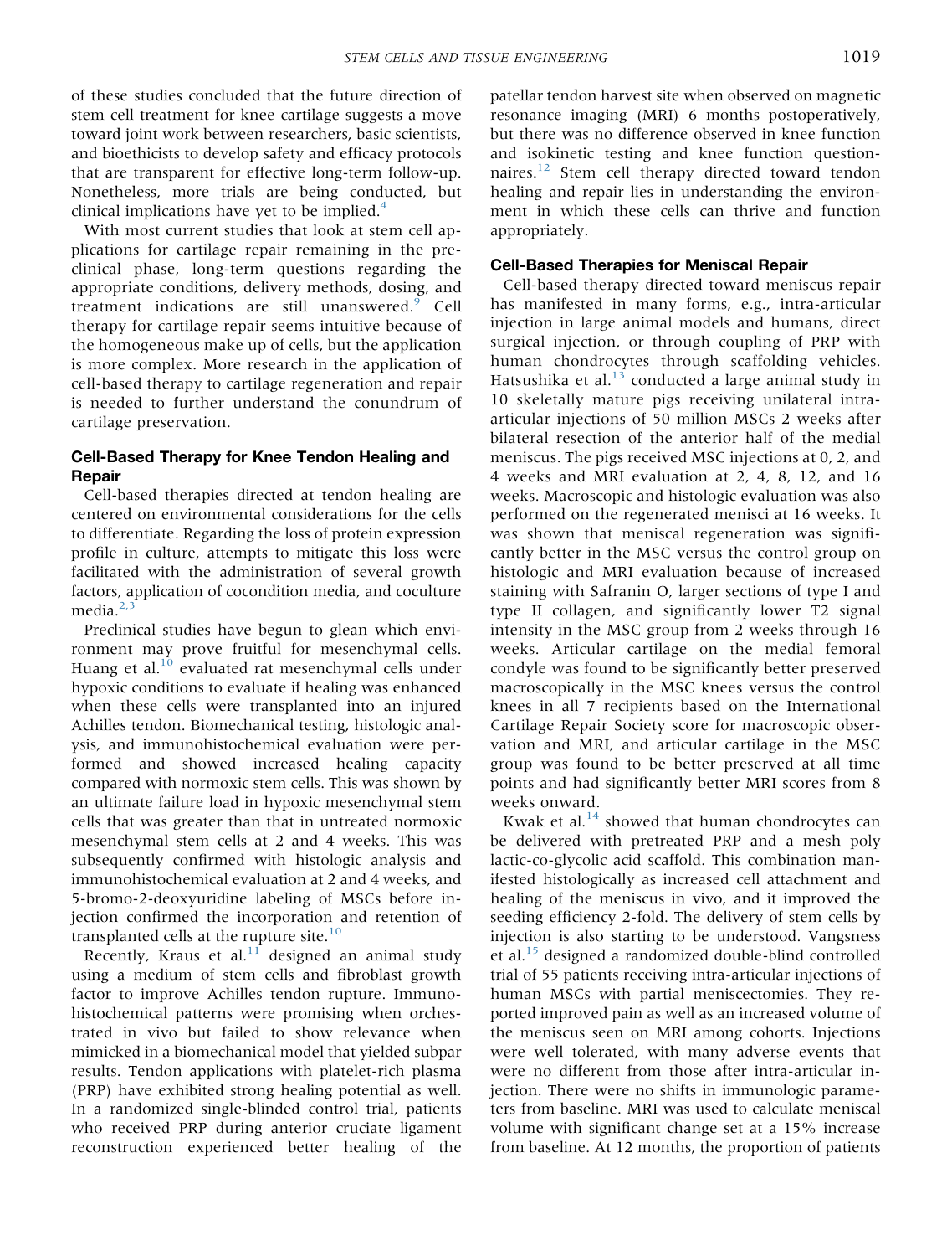of these studies concluded that the future direction of stem cell treatment for knee cartilage suggests a move toward joint work between researchers, basic scientists, and bioethicists to develop safety and efficacy protocols that are transparent for effective long-term follow-up. Nonetheless, more trials are being conducted, but clinical implications have yet to be implied.[4]

With most current studies that look at stem cell applications for cartilage repair remaining in the preclinical phase, long-term questions regarding the appropriate conditions, delivery methods, dosing, and treatment indications are still unanswered.[9] Cell therapy for cartilage repair seems intuitive because of the homogeneous make up of cells, but the application is more complex. More research in the application of cell-based therapy to cartilage regeneration and repair is needed to further understand the conundrum of cartilage preservation.

## Cell-Based Therapy for Knee Tendon Healing and Repair

Cell-based therapies directed at tendon healing are centered on environmental considerations for the cells to differentiate. Regarding the loss of protein expression profile in culture, attempts to mitigate this loss were facilitated with the administration of several growth factors, application of cocondition media, and coculture media.[2,3]

Preclinical studies have begun to glean which environment may prove fruitful for mesenchymal cells. Huang et al.[10] evaluated rat mesenchymal cells under hypoxic conditions to evaluate if healing was enhanced when these cells were transplanted into an injured Achilles tendon. Biomechanical testing, histologic analysis, and immunohistochemical evaluation were performed and showed increased healing capacity compared with normoxic stem cells. This was shown by an ultimate failure load in hypoxic mesenchymal stem cells that was greater than that in untreated normoxic mesenchymal stem cells at 2 and 4 weeks. This was subsequently confirmed with histologic analysis and immunohistochemical evaluation at 2 and 4 weeks, and 5-bromo-2-deoxyuridine labeling of MSCs before injection confirmed the incorporation and retention of transplanted cells at the rupture site.[10]

Recently, Kraus et al.[11] designed an animal study using a medium of stem cells and fibroblast growth factor to improve Achilles tendon rupture. Immunohistochemical patterns were promising when orchestrated in vivo but failed to show relevance when mimicked in a biomechanical model that yielded subpar results. Tendon applications with platelet-rich plasma (PRP) have exhibited strong healing potential as well. In a randomized single-blinded control trial, patients who received PRP during anterior cruciate ligament reconstruction experienced better healing of the patellar tendon harvest site when observed on magnetic resonance imaging (MRI) 6 months postoperatively, but there was no difference observed in knee function and isokinetic testing and knee function questionnaires.[12] Stem cell therapy directed toward tendon healing and repair lies in understanding the environment in which these cells can thrive and function appropriately.

## Cell-Based Therapies for Meniscal Repair

Cell-based therapy directed toward meniscus repair has manifested in many forms, e.g., intra-articular injection in large animal models and humans, direct surgical injection, or through coupling of PRP with human chondrocytes through scaffolding vehicles. Hatsushika et al.[13] conducted a large animal study in 10 skeletally mature pigs receiving unilateral intra-articular injections of 50 million MSCs 2 weeks after bilateral resection of the anterior half of the medial meniscus. The pigs received MSC injections at 0, 2, and 4 weeks and MRI evaluation at 2, 4, 8, 12, and 16 weeks. Macroscopic and histologic evaluation was also performed on the regenerated menisci at 16 weeks. It was shown that meniscal regeneration was significantly better in the MSC versus the control group on histologic and MRI evaluation because of increased staining with Safranin O, larger sections of type I and type II collagen, and significantly lower T2 signal intensity in the MSC group from 2 weeks through 16 weeks. Articular cartilage on the medial femoral condyle was found to be significantly better preserved macroscopically in the MSC knees versus the control knees in all 7 recipients based on the International Cartilage Repair Society score for macroscopic observation and MRI, and articular cartilage in the MSC group was found to be better preserved at all time points and had significantly better MRI scores from 8 weeks onward.

Kwak et al.[14] showed that human chondrocytes can be delivered with pretreated PRP and a mesh poly lactic-co-glycolic acid scaffold. This combination manifested histologically as increased cell attachment and healing of the meniscus in vivo, and it improved the seeding efficiency 2-fold. The delivery of stem cells by injection is also starting to be understood. Vangsness et al.[15] designed a randomized double-blind controlled trial of 55 patients receiving intra-articular injections of human MSCs with partial meniscectomies. They reported improved pain as well as an increased volume of the meniscus seen on MRI among cohorts. Injections were well tolerated, with many adverse events that were no different from those after intra-articular injection. There were no shifts in immunologic parameters from baseline. MRI was used to calculate meniscal volume with significant change set at a 15% increase from baseline. At 12 months, the proportion of patients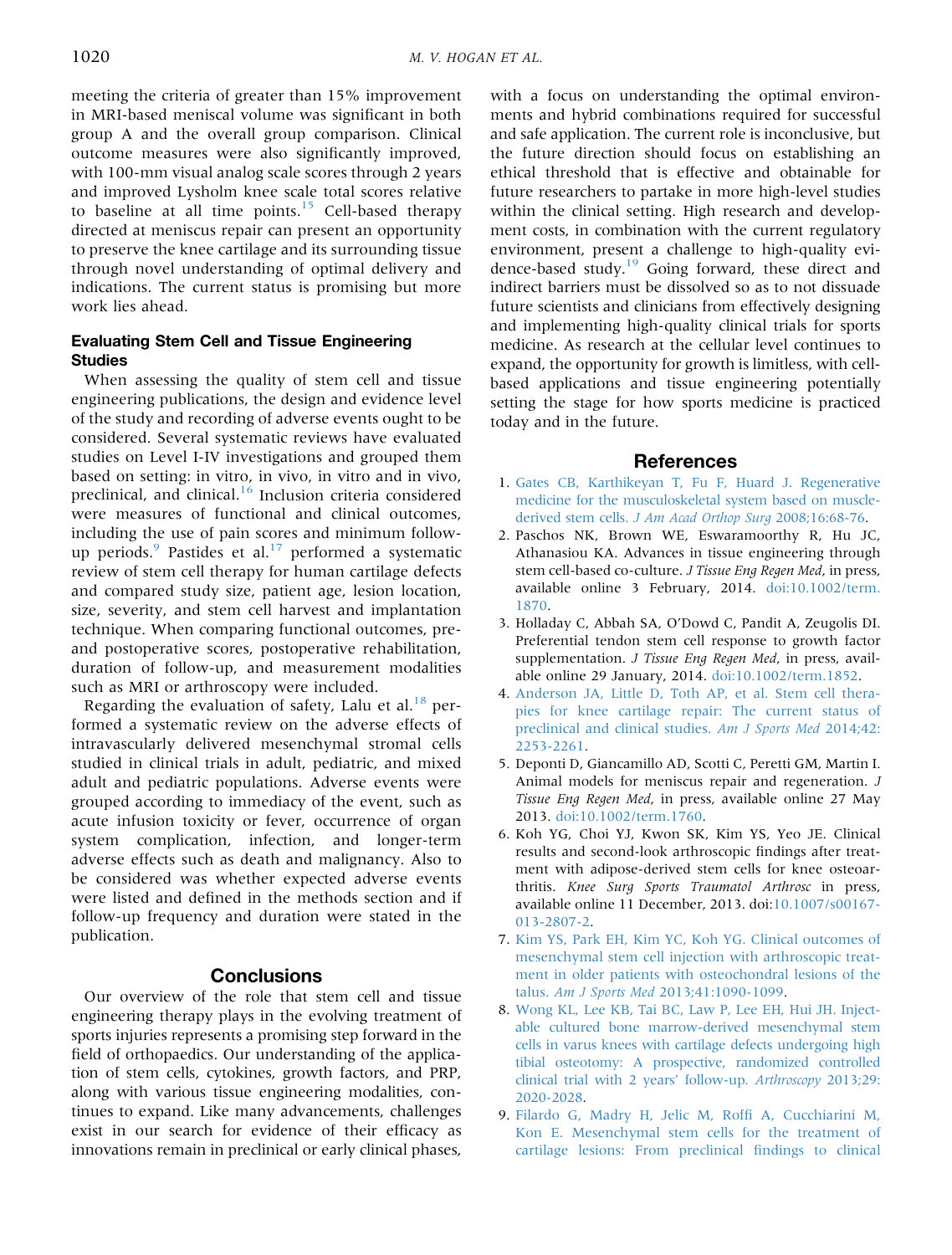meeting the criteria of greater than 15% improvement in MRI-based meniscal volume was significant in both group A and the overall group comparison. Clinical outcome measures were also significantly improved, with 100-mm visual analog scale scores through 2 years and improved Lysholm knee scale total scores relative to baseline at all time points.[15] Cell-based therapy directed at meniscus repair can present an opportunity to preserve the knee cartilage and its surrounding tissue through novel understanding of optimal delivery and indications. The current status is promising but more work lies ahead.

### Evaluating Stem Cell and Tissue Engineering Studies

When assessing the quality of stem cell and tissue engineering publications, the design and evidence level of the study and recording of adverse events ought to be considered. Several systematic reviews have evaluated studies on Level I-IV investigations and grouped them based on setting: in vitro, in vivo, in vitro and in vivo, preclinical, and clinical.[16] Inclusion criteria considered were measures of functional and clinical outcomes, including the use of pain scores and minimum follow-up periods.[9] Pastides et al.[17] performed a systematic review of stem cell therapy for human cartilage defects and compared study size, patient age, lesion location, size, severity, and stem cell harvest and implantation technique. When comparing functional outcomes, pre- and postoperative scores, postoperative rehabilitation, duration of follow-up, and measurement modalities such as MRI or arthroscopy were included.

Regarding the evaluation of safety, Lalu et al.[18] performed a systematic review on the adverse effects of intravascularly delivered mesenchymal stromal cells studied in clinical trials in adult, pediatric, and mixed adult and pediatric populations. Adverse events were grouped according to immediacy of the event, such as acute infusion toxicity or fever, occurrence of organ system complication, infection, and longer-term adverse effects such as death and malignancy. Also to be considered was whether expected adverse events were listed and defined in the methods section and if follow-up frequency and duration were stated in the publication.

## Conclusions

Our overview of the role that stem cell and tissue engineering therapy plays in the evolving treatment of sports injuries represents a promising step forward in the field of orthopaedics. Our understanding of the application of stem cells, cytokines, growth factors, and PRP, along with various tissue engineering modalities, continues to expand. Like many advancements, challenges exist in our search for evidence of their efficacy as innovations remain in preclinical or early clinical phases, with a focus on understanding the optimal environments and hybrid combinations required for successful and safe application. The current role is inconclusive, but the future direction should focus on establishing an ethical threshold that is effective and obtainable for future researchers to partake in more high-level studies within the clinical setting. High research and development costs, in combination with the current regulatory environment, present a challenge to high-quality evidence-based study.[19] Going forward, these direct and indirect barriers must be dissolved so as to not dissuade future scientists and clinicians from effectively designing and implementing high-quality clinical trials for sports medicine. As research at the cellular level continues to expand, the opportunity for growth is limitless, with cell-based applications and tissue engineering potentially setting the stage for how sports medicine is practiced today and in the future.

## References

1. Gates CB, Karthikeyan T, Fu F, Huard J. Regenerative medicine for the musculoskeletal system based on muscle-derived stem cells. *J Am Acad Orthop Surg* 2008;16:68-76.
2. Paschos NK, Brown WE, Eswaramoorthy R, Hu JC, Athanasiou KA. Advances in tissue engineering through stem cell-based co-culture. *J Tissue Eng Regen Med*, in press, available online 3 February, 2014. doi:10.1002/term.1870.
3. Holladay C, Abbah SA, O'Dowd C, Pandit A, Zeugolis DI. Preferential tendon stem cell response to growth factor supplementation. *J Tissue Eng Regen Med*, in press, available online 29 January, 2014. doi:10.1002/term.1852.
4. Anderson JA, Little D, Toth AP, et al. Stem cell therapies for knee cartilage repair: The current status of preclinical and clinical studies. *Am J Sports Med* 2014;42:2253-2261.
5. Deponti D, Giancamillo AD, Scotti C, Peretti GM, Martin I. Animal models for meniscus repair and regeneration. *J Tissue Eng Regen Med*, in press, available online 27 May 2013. doi:10.1002/term.1760.
6. Koh YG, Choi YJ, Kwon SK, Kim YS, Yeo JE. Clinical results and second-look arthroscopic findings after treatment with adipose-derived stem cells for knee osteoarthritis. *Knee Surg Sports Traumatol Arthrosc* in press, available online 11 December, 2013. doi:10.1007/s00167-013-2807-2.
7. Kim YS, Park EH, Kim YC, Koh YG. Clinical outcomes of mesenchymal stem cell injection with arthroscopic treatment in older patients with osteochondral lesions of the talus. *Am J Sports Med* 2013;41:1090-1099.
8. Wong KL, Lee KB, Tai BC, Law P, Lee EH, Hui JH. Injectable cultured bone marrow-derived mesenchymal stem cells in varus knees with cartilage defects undergoing high tibial osteotomy: A prospective, randomized controlled clinical trial with 2 years' follow-up. *Arthroscopy* 2013;29:2020-2028.
9. Filardo G, Madry H, Jelic M, Roffi A, Cucchiarini M, Kon E. Mesenchymal stem cells for the treatment of cartilage lesions: From preclinical findings to clinical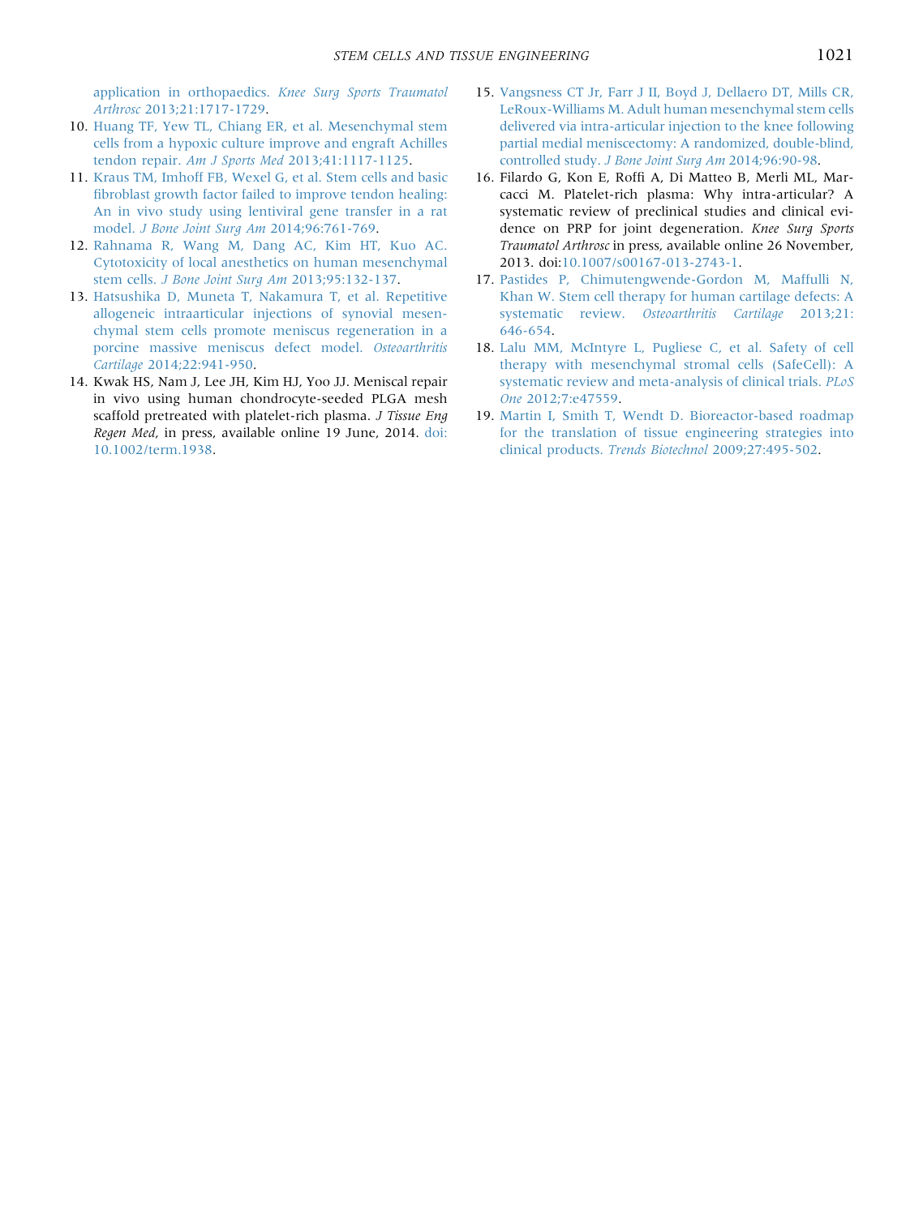application in orthopaedics. *Knee Surg Sports Traumatol Arthrosc* 2013;21:1717-1729.

10. Huang TF, Yew TL, Chiang ER, et al. Mesenchymal stem cells from a hypoxic culture improve and engraft Achilles tendon repair. *Am J Sports Med* 2013;41:1117-1125.
11. Kraus TM, Imhoff FB, Wexel G, et al. Stem cells and basic fibroblast growth factor failed to improve tendon healing: An in vivo study using lentiviral gene transfer in a rat model. *J Bone Joint Surg Am* 2014;96:761-769.
12. Rahnama R, Wang M, Dang AC, Kim HT, Kuo AC. Cytotoxicity of local anesthetics on human mesenchymal stem cells. *J Bone Joint Surg Am* 2013;95:132-137.
13. Hatsushika D, Muneta T, Nakamura T, et al. Repetitive allogeneic intraarticular injections of synovial mesenchymal stem cells promote meniscus regeneration in a porcine massive meniscus defect model. *Osteoarthritis Cartilage* 2014;22:941-950.
14. Kwak HS, Nam J, Lee JH, Kim HJ, Yoo JJ. Meniscal repair in vivo using human chondrocyte-seeded PLGA mesh scaffold pretreated with platelet-rich plasma. *J Tissue Eng Regen Med*, in press, available online 19 June, 2014. doi: 10.1002/term.1938.
15. Vangsness CT Jr, Farr J II, Boyd J, Dellaero DT, Mills CR, LeRoux-Williams M. Adult human mesenchymal stem cells delivered via intra-articular injection to the knee following partial medial meniscectomy: A randomized, double-blind, controlled study. *J Bone Joint Surg Am* 2014;96:90-98.
16. Filardo G, Kon E, Roffi A, Di Matteo B, Merli ML, Marcacci M. Platelet-rich plasma: Why intra-articular? A systematic review of preclinical studies and clinical evidence on PRP for joint degeneration. *Knee Surg Sports Traumatol Arthrosc* in press, available online 26 November, 2013. doi:10.1007/s00167-013-2743-1.
17. Pastides P, Chimutengwende-Gordon M, Maffulli N, Khan W. Stem cell therapy for human cartilage defects: A systematic review. *Osteoarthritis Cartilage* 2013;21: 646-654.
18. Lalu MM, McIntyre L, Pugliese C, et al. Safety of cell therapy with mesenchymal stromal cells (SafeCell): A systematic review and meta-analysis of clinical trials. *PLoS One* 2012;7:e47559.
19. Martin I, Smith T, Wendt D. Bioreactor-based roadmap for the translation of tissue engineering strategies into clinical products. *Trends Biotechnol* 2009;27:495-502.